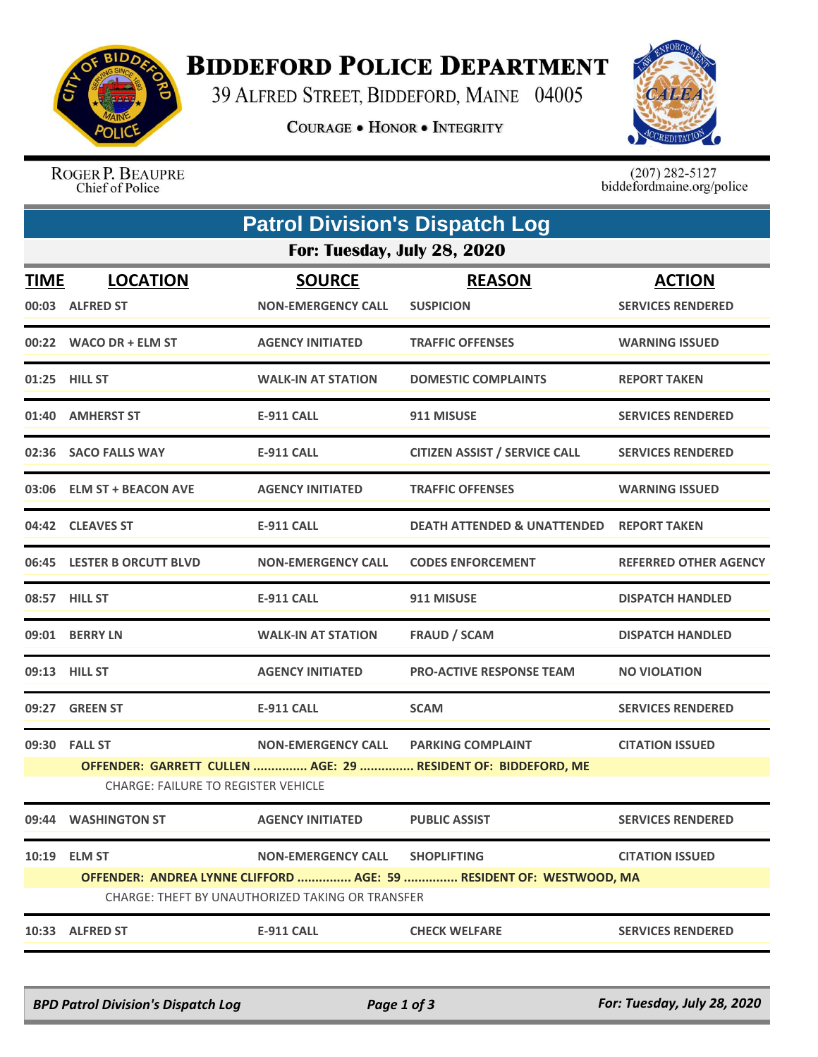# Biddeford Police Department

39 Alfred Street, Biddeford, Maine 04005

Courage • Honor • Integrity

Roger P. Beaupre
Chief of Police

(207) 282-5127
biddefordmaine.org/police

## Patrol Division's Dispatch Log

### For: Tuesday, July 28, 2020

| TIME | LOCATION | SOURCE | REASON | ACTION |
|---|---|---|---|---|
| 00:03 | ALFRED ST | NON-EMERGENCY CALL | SUSPICION | SERVICES RENDERED |
| 00:22 | WACO DR + ELM ST | AGENCY INITIATED | TRAFFIC OFFENSES | WARNING ISSUED |
| 01:25 | HILL ST | WALK-IN AT STATION | DOMESTIC COMPLAINTS | REPORT TAKEN |
| 01:40 | AMHERST ST | E-911 CALL | 911 MISUSE | SERVICES RENDERED |
| 02:36 | SACO FALLS WAY | E-911 CALL | CITIZEN ASSIST / SERVICE CALL | SERVICES RENDERED |
| 03:06 | ELM ST + BEACON AVE | AGENCY INITIATED | TRAFFIC OFFENSES | WARNING ISSUED |
| 04:42 | CLEAVES ST | E-911 CALL | DEATH ATTENDED & UNATTENDED | REPORT TAKEN |
| 06:45 | LESTER B ORCUTT BLVD | NON-EMERGENCY CALL | CODES ENFORCEMENT | REFERRED OTHER AGENCY |
| 08:57 | HILL ST | E-911 CALL | 911 MISUSE | DISPATCH HANDLED |
| 09:01 | BERRY LN | WALK-IN AT STATION | FRAUD / SCAM | DISPATCH HANDLED |
| 09:13 | HILL ST | AGENCY INITIATED | PRO-ACTIVE RESPONSE TEAM | NO VIOLATION |
| 09:27 | GREEN ST | E-911 CALL | SCAM | SERVICES RENDERED |
| 09:30 | FALL ST | NON-EMERGENCY CALL | PARKING COMPLAINT | CITATION ISSUED |
| | OFFENDER: GARRETT CULLEN ............... AGE: 29 ............... RESIDENT OF: BIDDEFORD, ME | | | |
| | CHARGE: FAILURE TO REGISTER VEHICLE | | | |
| 09:44 | WASHINGTON ST | AGENCY INITIATED | PUBLIC ASSIST | SERVICES RENDERED |
| 10:19 | ELM ST | NON-EMERGENCY CALL | SHOPLIFTING | CITATION ISSUED |
| | OFFENDER: ANDREA LYNNE CLIFFORD ............... AGE: 59 ............... RESIDENT OF: WESTWOOD, MA | | | |
| | CHARGE: THEFT BY UNAUTHORIZED TAKING OR TRANSFER | | | |
| 10:33 | ALFRED ST | E-911 CALL | CHECK WELFARE | SERVICES RENDERED |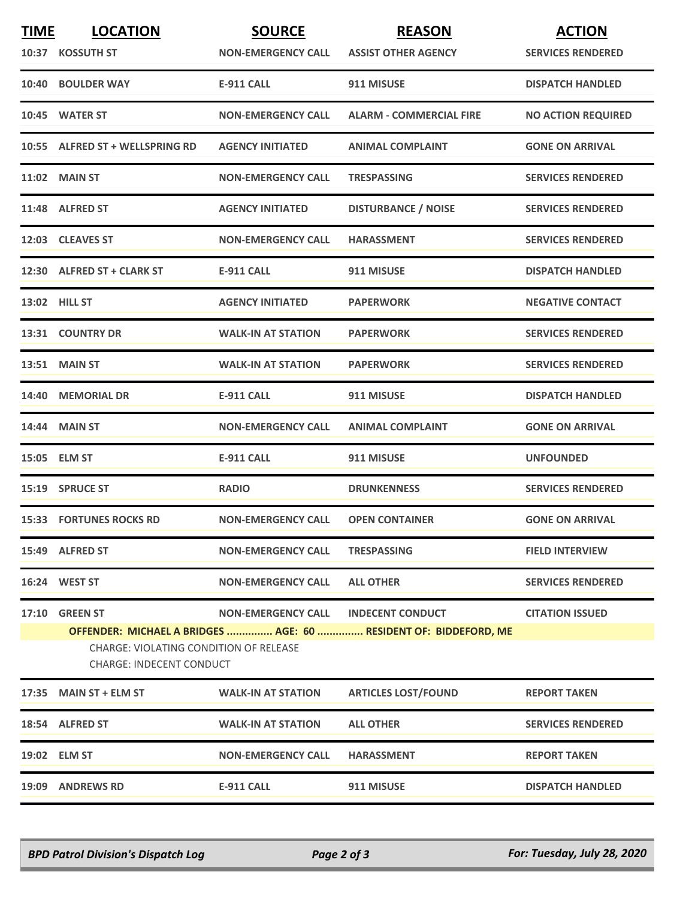| TIME | LOCATION | SOURCE | REASON | ACTION |
|---|---|---|---|---|
| 10:37 | KOSSUTH ST | NON-EMERGENCY CALL | ASSIST OTHER AGENCY | SERVICES RENDERED |
| 10:40 | BOULDER WAY | E-911 CALL | 911 MISUSE | DISPATCH HANDLED |
| 10:45 | WATER ST | NON-EMERGENCY CALL | ALARM - COMMERCIAL FIRE | NO ACTION REQUIRED |
| 10:55 | ALFRED ST + WELLSPRING RD | AGENCY INITIATED | ANIMAL COMPLAINT | GONE ON ARRIVAL |
| 11:02 | MAIN ST | NON-EMERGENCY CALL | TRESPASSING | SERVICES RENDERED |
| 11:48 | ALFRED ST | AGENCY INITIATED | DISTURBANCE / NOISE | SERVICES RENDERED |
| 12:03 | CLEAVES ST | NON-EMERGENCY CALL | HARASSMENT | SERVICES RENDERED |
| 12:30 | ALFRED ST + CLARK ST | E-911 CALL | 911 MISUSE | DISPATCH HANDLED |
| 13:02 | HILL ST | AGENCY INITIATED | PAPERWORK | NEGATIVE CONTACT |
| 13:31 | COUNTRY DR | WALK-IN AT STATION | PAPERWORK | SERVICES RENDERED |
| 13:51 | MAIN ST | WALK-IN AT STATION | PAPERWORK | SERVICES RENDERED |
| 14:40 | MEMORIAL DR | E-911 CALL | 911 MISUSE | DISPATCH HANDLED |
| 14:44 | MAIN ST | NON-EMERGENCY CALL | ANIMAL COMPLAINT | GONE ON ARRIVAL |
| 15:05 | ELM ST | E-911 CALL | 911 MISUSE | UNFOUNDED |
| 15:19 | SPRUCE ST | RADIO | DRUNKENNESS | SERVICES RENDERED |
| 15:33 | FORTUNES ROCKS RD | NON-EMERGENCY CALL | OPEN CONTAINER | GONE ON ARRIVAL |
| 15:49 | ALFRED ST | NON-EMERGENCY CALL | TRESPASSING | FIELD INTERVIEW |
| 16:24 | WEST ST | NON-EMERGENCY CALL | ALL OTHER | SERVICES RENDERED |
| 17:10 | GREEN ST | NON-EMERGENCY CALL | INDECENT CONDUCT | CITATION ISSUED |
| | OFFENDER: MICHAEL A BRIDGES ............... AGE: 60 ............... RESIDENT OF: BIDDEFORD, ME<br>CHARGE: VIOLATING CONDITION OF RELEASE<br>CHARGE: INDECENT CONDUCT | | | |
| 17:35 | MAIN ST + ELM ST | WALK-IN AT STATION | ARTICLES LOST/FOUND | REPORT TAKEN |
| 18:54 | ALFRED ST | WALK-IN AT STATION | ALL OTHER | SERVICES RENDERED |
| 19:02 | ELM ST | NON-EMERGENCY CALL | HARASSMENT | REPORT TAKEN |
| 19:09 | ANDREWS RD | E-911 CALL | 911 MISUSE | DISPATCH HANDLED |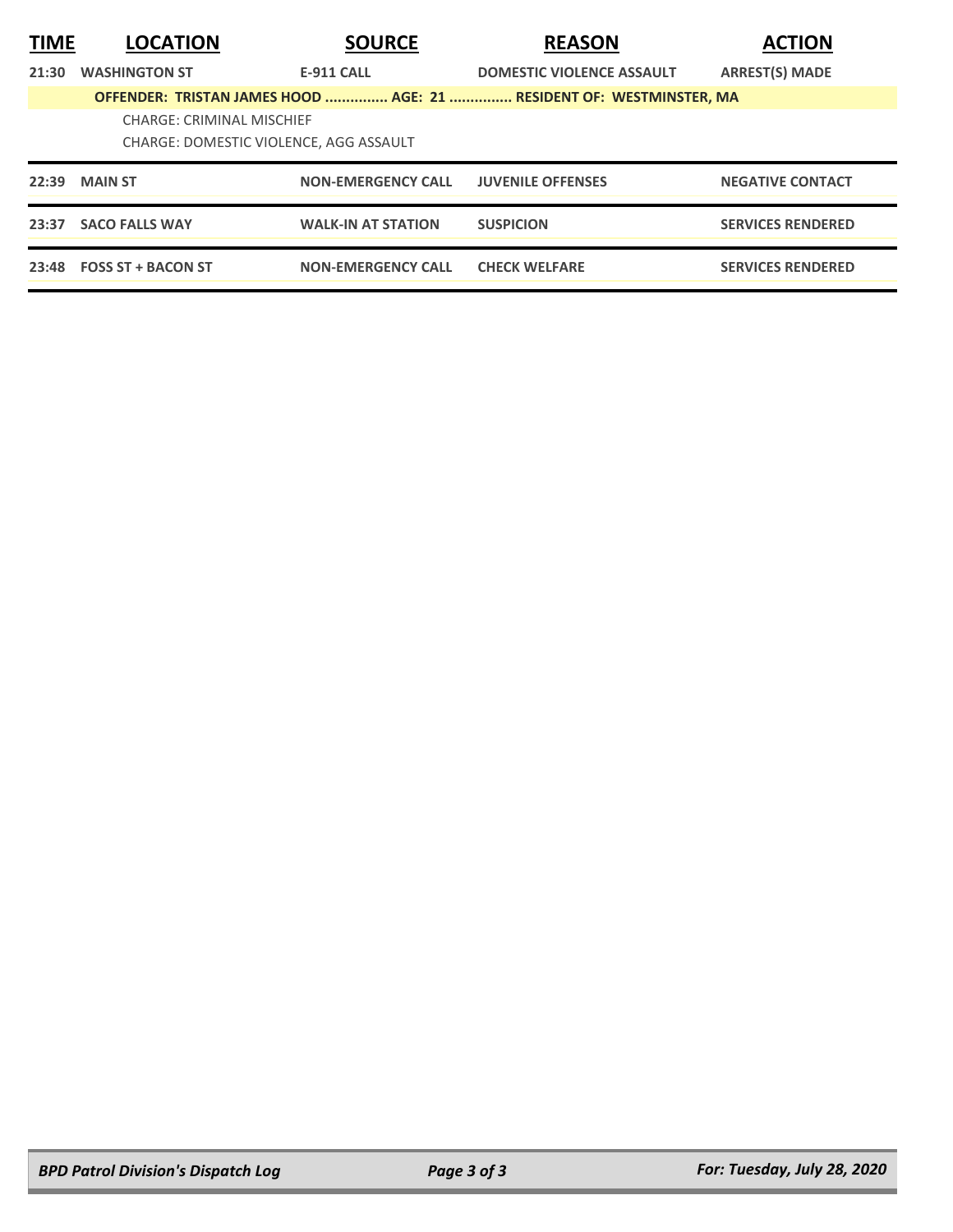| TIME | LOCATION | SOURCE | REASON | ACTION |
|---|---|---|---|---|
| 21:30 | WASHINGTON ST | E-911 CALL | DOMESTIC VIOLENCE ASSAULT | ARREST(S) MADE |
| | OFFENDER: TRISTAN JAMES HOOD ............... AGE: 21 ............... RESIDENT OF: WESTMINSTER, MA | | | |
| | CHARGE: CRIMINAL MISCHIEF | | | |
| | CHARGE: DOMESTIC VIOLENCE, AGG ASSAULT | | | |
| 22:39 | MAIN ST | NON-EMERGENCY CALL | JUVENILE OFFENSES | NEGATIVE CONTACT |
| 23:37 | SACO FALLS WAY | WALK-IN AT STATION | SUSPICION | SERVICES RENDERED |
| 23:48 | FOSS ST + BACON ST | NON-EMERGENCY CALL | CHECK WELFARE | SERVICES RENDERED |